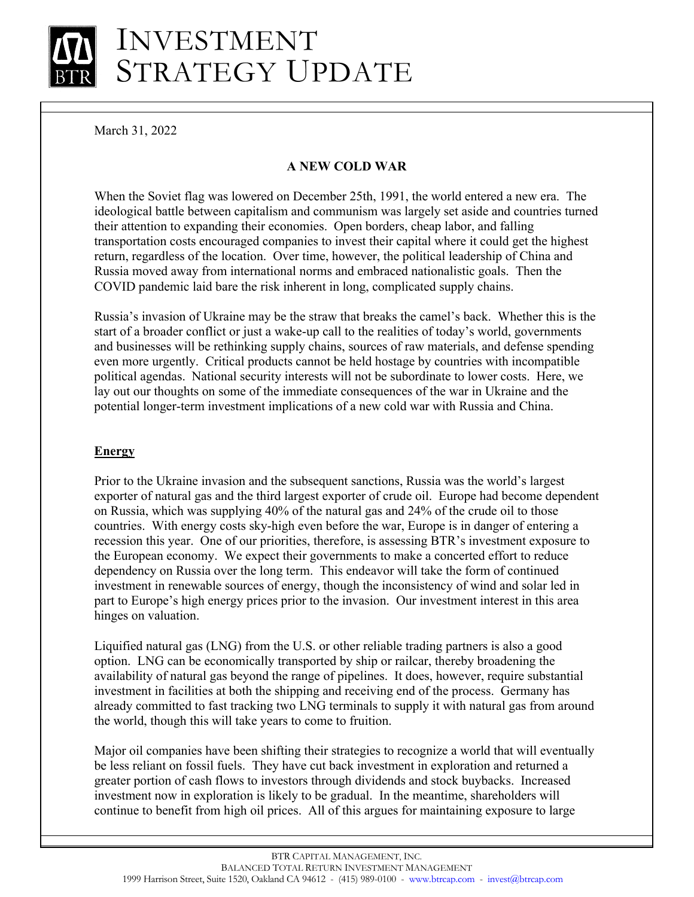# INVESTMENT STRATEGY UPDATE

March 31, 2022

**A NEW COLD WAR**

When the Soviet flag was lowered on December 25th, 1991, the world entered a new era. The ideological battle between capitalism and communism was largely set aside and countries turned their attention to expanding their economies. Open borders, cheap labor, and falling transportation costs encouraged companies to invest their capital where it could get the highest return, regardless of the location. Over time, however, the political leadership of China and Russia moved away from international norms and embraced nationalistic goals. Then the COVID pandemic laid bare the risk inherent in long, complicated supply chains.

Russia's invasion of Ukraine may be the straw that breaks the camel's back. Whether this is the start of a broader conflict or just a wake-up call to the realities of today's world, governments and businesses will be rethinking supply chains, sources of raw materials, and defense spending even more urgently. Critical products cannot be held hostage by countries with incompatible political agendas. National security interests will not be subordinate to lower costs. Here, we lay out our thoughts on some of the immediate consequences of the war in Ukraine and the potential longer-term investment implications of a new cold war with Russia and China.

**Energy**

Prior to the Ukraine invasion and the subsequent sanctions, Russia was the world's largest exporter of natural gas and the third largest exporter of crude oil. Europe had become dependent on Russia, which was supplying 40% of the natural gas and 24% of the crude oil to those countries. With energy costs sky-high even before the war, Europe is in danger of entering a recession this year. One of our priorities, therefore, is assessing BTR's investment exposure to the European economy. We expect their governments to make a concerted effort to reduce dependency on Russia over the long term. This endeavor will take the form of continued investment in renewable sources of energy, though the inconsistency of wind and solar led in part to Europe's high energy prices prior to the invasion. Our investment interest in this area hinges on valuation.

Liquified natural gas (LNG) from the U.S. or other reliable trading partners is also a good option. LNG can be economically transported by ship or railcar, thereby broadening the availability of natural gas beyond the range of pipelines. It does, however, require substantial investment in facilities at both the shipping and receiving end of the process. Germany has already committed to fast tracking two LNG terminals to supply it with natural gas from around the world, though this will take years to come to fruition.

Major oil companies have been shifting their strategies to recognize a world that will eventually be less reliant on fossil fuels. They have cut back investment in exploration and returned a greater portion of cash flows to investors through dividends and stock buybacks. Increased investment now in exploration is likely to be gradual. In the meantime, shareholders will continue to benefit from high oil prices. All of this argues for maintaining exposure to large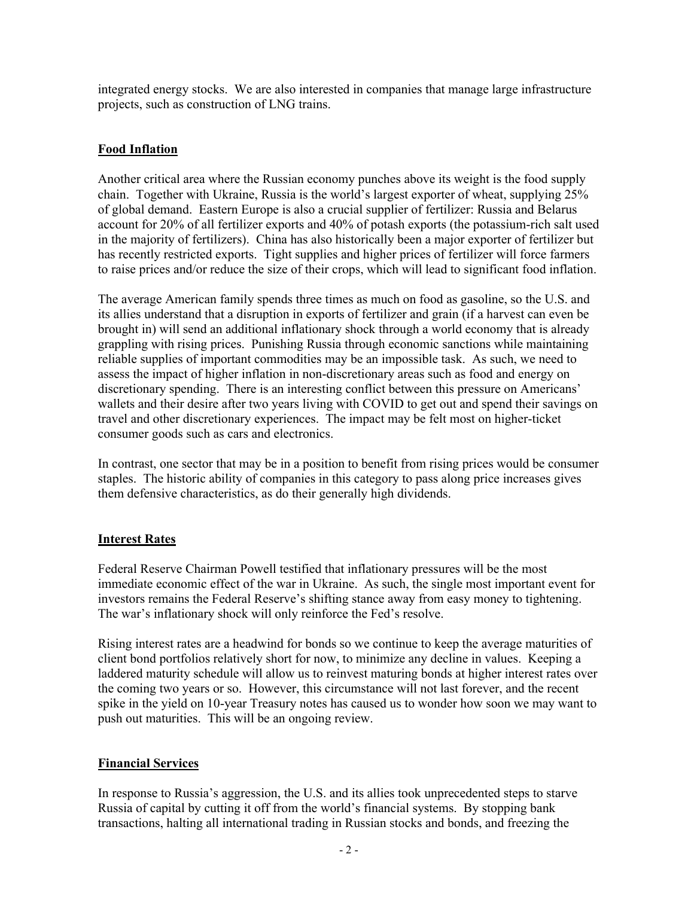integrated energy stocks. We are also interested in companies that manage large infrastructure projects, such as construction of LNG trains.

## Food Inflation

Another critical area where the Russian economy punches above its weight is the food supply chain. Together with Ukraine, Russia is the world's largest exporter of wheat, supplying 25% of global demand. Eastern Europe is also a crucial supplier of fertilizer: Russia and Belarus account for 20% of all fertilizer exports and 40% of potash exports (the potassium-rich salt used in the majority of fertilizers). China has also historically been a major exporter of fertilizer but has recently restricted exports. Tight supplies and higher prices of fertilizer will force farmers to raise prices and/or reduce the size of their crops, which will lead to significant food inflation.

The average American family spends three times as much on food as gasoline, so the U.S. and its allies understand that a disruption in exports of fertilizer and grain (if a harvest can even be brought in) will send an additional inflationary shock through a world economy that is already grappling with rising prices. Punishing Russia through economic sanctions while maintaining reliable supplies of important commodities may be an impossible task. As such, we need to assess the impact of higher inflation in non-discretionary areas such as food and energy on discretionary spending. There is an interesting conflict between this pressure on Americans' wallets and their desire after two years living with COVID to get out and spend their savings on travel and other discretionary experiences. The impact may be felt most on higher-ticket consumer goods such as cars and electronics.

In contrast, one sector that may be in a position to benefit from rising prices would be consumer staples. The historic ability of companies in this category to pass along price increases gives them defensive characteristics, as do their generally high dividends.

## Interest Rates

Federal Reserve Chairman Powell testified that inflationary pressures will be the most immediate economic effect of the war in Ukraine. As such, the single most important event for investors remains the Federal Reserve's shifting stance away from easy money to tightening. The war's inflationary shock will only reinforce the Fed's resolve.

Rising interest rates are a headwind for bonds so we continue to keep the average maturities of client bond portfolios relatively short for now, to minimize any decline in values. Keeping a laddered maturity schedule will allow us to reinvest maturing bonds at higher interest rates over the coming two years or so. However, this circumstance will not last forever, and the recent spike in the yield on 10-year Treasury notes has caused us to wonder how soon we may want to push out maturities. This will be an ongoing review.

## Financial Services

In response to Russia's aggression, the U.S. and its allies took unprecedented steps to starve Russia of capital by cutting it off from the world's financial systems. By stopping bank transactions, halting all international trading in Russian stocks and bonds, and freezing the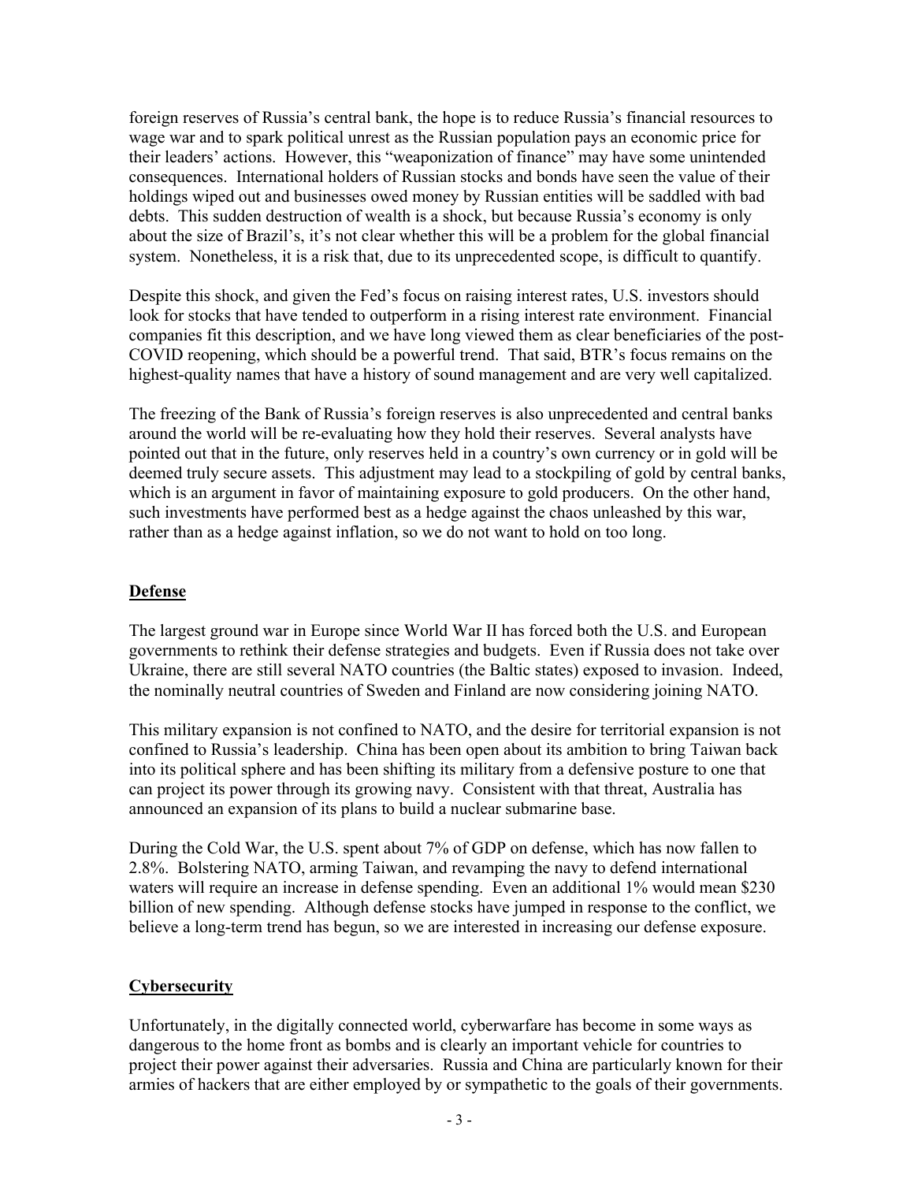foreign reserves of Russia's central bank, the hope is to reduce Russia's financial resources to wage war and to spark political unrest as the Russian population pays an economic price for their leaders' actions. However, this "weaponization of finance" may have some unintended consequences. International holders of Russian stocks and bonds have seen the value of their holdings wiped out and businesses owed money by Russian entities will be saddled with bad debts. This sudden destruction of wealth is a shock, but because Russia's economy is only about the size of Brazil's, it's not clear whether this will be a problem for the global financial system. Nonetheless, it is a risk that, due to its unprecedented scope, is difficult to quantify.

Despite this shock, and given the Fed's focus on raising interest rates, U.S. investors should look for stocks that have tended to outperform in a rising interest rate environment. Financial companies fit this description, and we have long viewed them as clear beneficiaries of the post-COVID reopening, which should be a powerful trend. That said, BTR's focus remains on the highest-quality names that have a history of sound management and are very well capitalized.

The freezing of the Bank of Russia's foreign reserves is also unprecedented and central banks around the world will be re-evaluating how they hold their reserves. Several analysts have pointed out that in the future, only reserves held in a country's own currency or in gold will be deemed truly secure assets. This adjustment may lead to a stockpiling of gold by central banks, which is an argument in favor of maintaining exposure to gold producers. On the other hand, such investments have performed best as a hedge against the chaos unleashed by this war, rather than as a hedge against inflation, so we do not want to hold on too long.

## Defense

The largest ground war in Europe since World War II has forced both the U.S. and European governments to rethink their defense strategies and budgets. Even if Russia does not take over Ukraine, there are still several NATO countries (the Baltic states) exposed to invasion. Indeed, the nominally neutral countries of Sweden and Finland are now considering joining NATO.

This military expansion is not confined to NATO, and the desire for territorial expansion is not confined to Russia's leadership. China has been open about its ambition to bring Taiwan back into its political sphere and has been shifting its military from a defensive posture to one that can project its power through its growing navy. Consistent with that threat, Australia has announced an expansion of its plans to build a nuclear submarine base.

During the Cold War, the U.S. spent about 7% of GDP on defense, which has now fallen to 2.8%. Bolstering NATO, arming Taiwan, and revamping the navy to defend international waters will require an increase in defense spending. Even an additional 1% would mean $230 billion of new spending. Although defense stocks have jumped in response to the conflict, we believe a long-term trend has begun, so we are interested in increasing our defense exposure.

## Cybersecurity

Unfortunately, in the digitally connected world, cyberwarfare has become in some ways as dangerous to the home front as bombs and is clearly an important vehicle for countries to project their power against their adversaries. Russia and China are particularly known for their armies of hackers that are either employed by or sympathetic to the goals of their governments.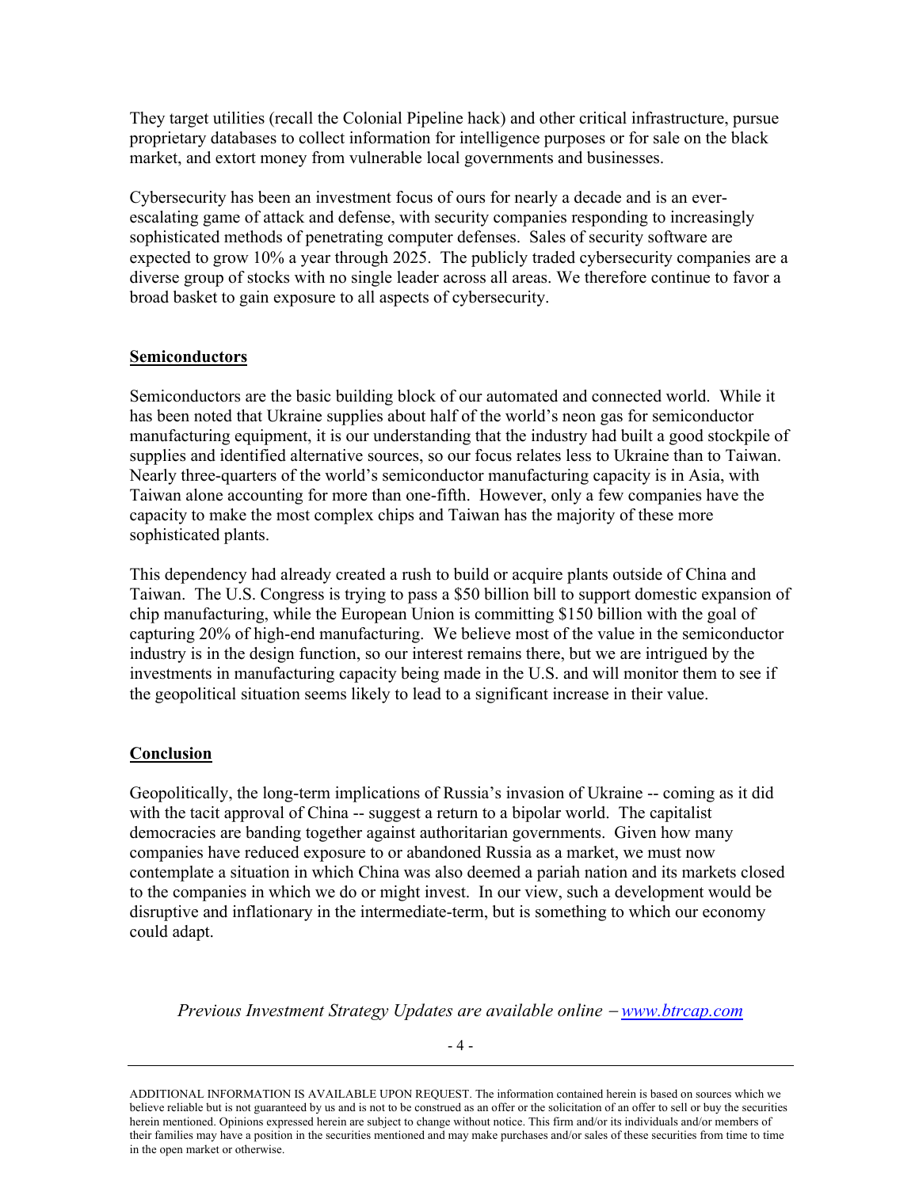They target utilities (recall the Colonial Pipeline hack) and other critical infrastructure, pursue proprietary databases to collect information for intelligence purposes or for sale on the black market, and extort money from vulnerable local governments and businesses.

Cybersecurity has been an investment focus of ours for nearly a decade and is an ever-escalating game of attack and defense, with security companies responding to increasingly sophisticated methods of penetrating computer defenses. Sales of security software are expected to grow 10% a year through 2025. The publicly traded cybersecurity companies are a diverse group of stocks with no single leader across all areas. We therefore continue to favor a broad basket to gain exposure to all aspects of cybersecurity.

## Semiconductors

Semiconductors are the basic building block of our automated and connected world. While it has been noted that Ukraine supplies about half of the world's neon gas for semiconductor manufacturing equipment, it is our understanding that the industry had built a good stockpile of supplies and identified alternative sources, so our focus relates less to Ukraine than to Taiwan. Nearly three-quarters of the world's semiconductor manufacturing capacity is in Asia, with Taiwan alone accounting for more than one-fifth. However, only a few companies have the capacity to make the most complex chips and Taiwan has the majority of these more sophisticated plants.

This dependency had already created a rush to build or acquire plants outside of China and Taiwan. The U.S. Congress is trying to pass a $50 billion bill to support domestic expansion of chip manufacturing, while the European Union is committing $150 billion with the goal of capturing 20% of high-end manufacturing. We believe most of the value in the semiconductor industry is in the design function, so our interest remains there, but we are intrigued by the investments in manufacturing capacity being made in the U.S. and will monitor them to see if the geopolitical situation seems likely to lead to a significant increase in their value.

## Conclusion

Geopolitically, the long-term implications of Russia's invasion of Ukraine -- coming as it did with the tacit approval of China -- suggest a return to a bipolar world. The capitalist democracies are banding together against authoritarian governments. Given how many companies have reduced exposure to or abandoned Russia as a market, we must now contemplate a situation in which China was also deemed a pariah nation and its markets closed to the companies in which we do or might invest. In our view, such a development would be disruptive and inflationary in the intermediate-term, but is something to which our economy could adapt.

*Previous Investment Strategy Updates are available online – [www.btrcap.com](http://www.btrcap.com)*

ADDITIONAL INFORMATION IS AVAILABLE UPON REQUEST. The information contained herein is based on sources which we believe reliable but is not guaranteed by us and is not to be construed as an offer or the solicitation of an offer to sell or buy the securities herein mentioned. Opinions expressed herein are subject to change without notice. This firm and/or its individuals and/or members of their families may have a position in the securities mentioned and may make purchases and/or sales of these securities from time to time in the open market or otherwise.